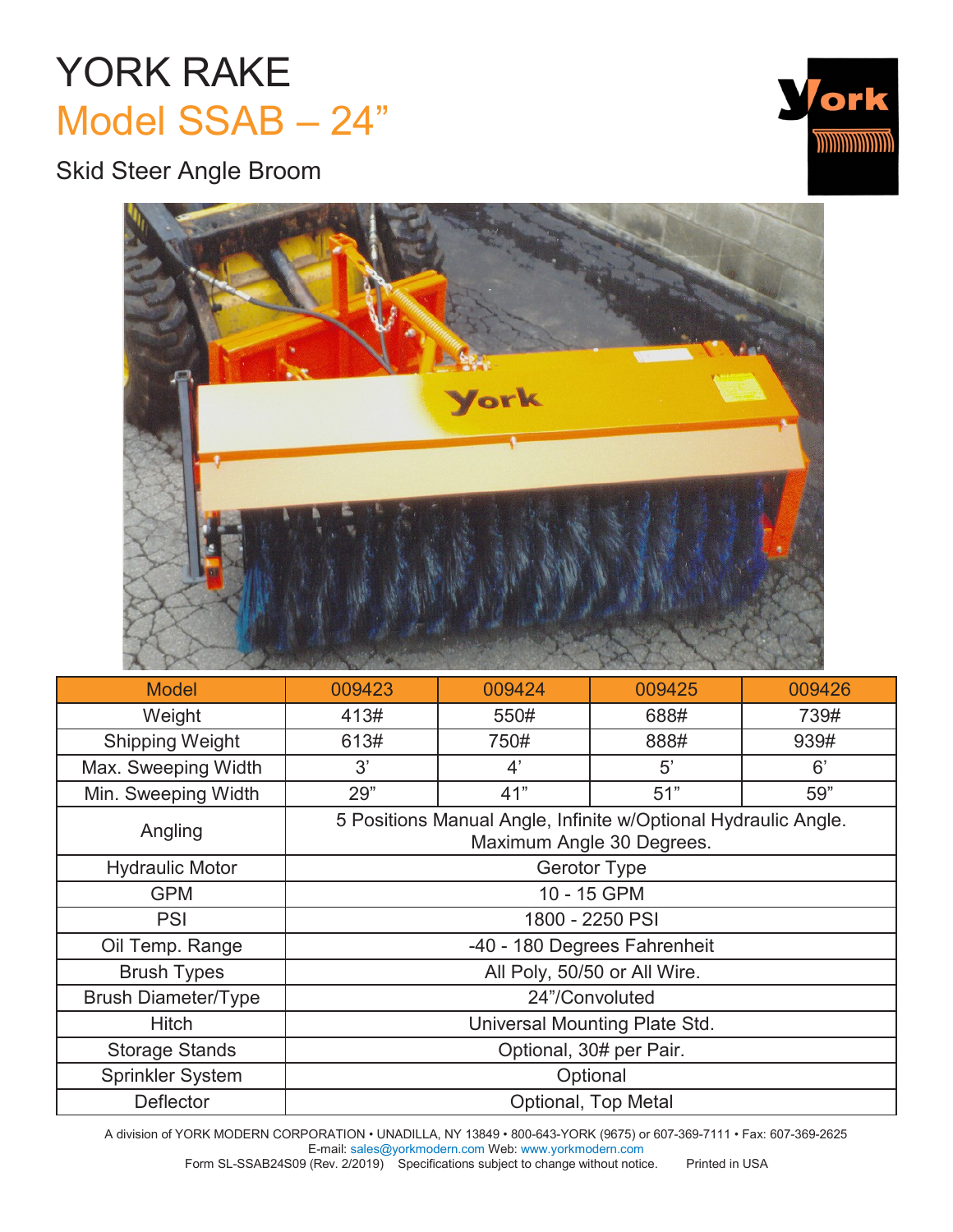# YORK RAKE

## Model SSAB – 24”

### Skid Steer Angle Broom

| Model | 009423 | 009424 | 009425 | 009426 |
|---|---|---|---|---|
| Weight | 413# | 550# | 688# | 739# |
| Shipping Weight | 613# | 750# | 888# | 939# |
| Max. Sweeping Width | 3’ | 4’ | 5’ | 6’ |
| Min. Sweeping Width | 29” | 41” | 51” | 59” |
| Angling | 5 Positions Manual Angle, Infinite w/Optional Hydraulic Angle. Maximum Angle 30 Degrees. | | | |
| Hydraulic Motor | Gerotor Type | | | |
| GPM | 10 - 15 GPM | | | |
| PSI | 1800 - 2250 PSI | | | |
| Oil Temp. Range | -40 - 180 Degrees Fahrenheit | | | |
| Brush Types | All Poly, 50/50 or All Wire. | | | |
| Brush Diameter/Type | 24”/Convoluted | | | |
| Hitch | Universal Mounting Plate Std. | | | |
| Storage Stands | Optional, 30# per Pair. | | | |
| Sprinkler System | Optional | | | |
| Deflector | Optional, Top Metal | | | |

A division of YORK MODERN CORPORATION • UNADILLA, NY 13849 • 800-643-YORK (9675) or 607-369-7111 • Fax: 607-369-2625
E-mail: sales@yorkmodern.com Web: www.yorkmodern.com
Form SL-SSAB24S09 (Rev. 2/2019) Specifications subject to change without notice. Printed in USA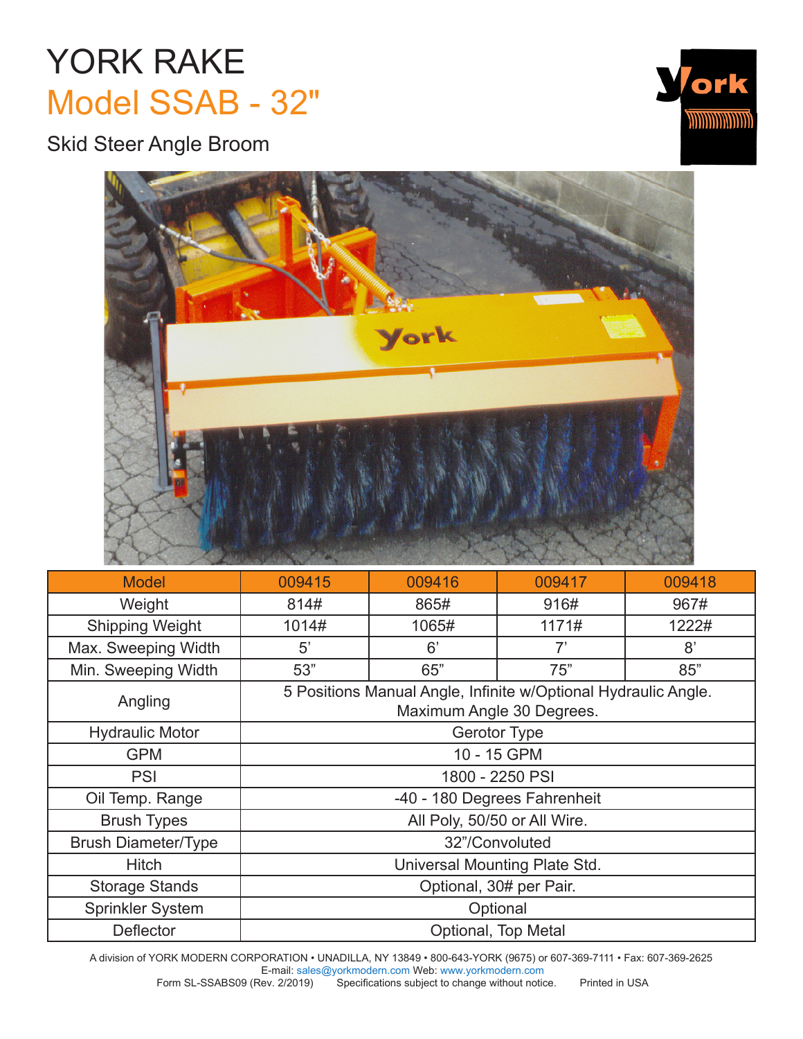# YORK RAKE

## Model SSAB - 32"

### Skid Steer Angle Broom

| Model | 009415 | 009416 | 009417 | 009418 |
|---|---|---|---|---|
| Weight | 814# | 865# | 916# | 967# |
| Shipping Weight | 1014# | 1065# | 1171# | 1222# |
| Max. Sweeping Width | 5' | 6' | 7' | 8' |
| Min. Sweeping Width | 53" | 65" | 75" | 85" |
| Angling | 5 Positions Manual Angle, Infinite w/Optional Hydraulic Angle. Maximum Angle 30 Degrees. | | | |
| Hydraulic Motor | Gerotor Type | | | |
| GPM | 10 - 15 GPM | | | |
| PSI | 1800 - 2250 PSI | | | |
| Oil Temp. Range | -40 - 180 Degrees Fahrenheit | | | |
| Brush Types | All Poly, 50/50 or All Wire. | | | |
| Brush Diameter/Type | 32"/Convoluted | | | |
| Hitch | Universal Mounting Plate Std. | | | |
| Storage Stands | Optional, 30# per Pair. | | | |
| Sprinkler System | Optional | | | |
| Deflector | Optional, Top Metal | | | |

A division of YORK MODERN CORPORATION • UNADILLA, NY 13849 • 800-643-YORK (9675) or 607-369-7111 • Fax: 607-369-2625
E-mail: sales@yorkmodern.com Web: www.yorkmodern.com
Form SL-SSABS09 (Rev. 2/2019) Specifications subject to change without notice. Printed in USA